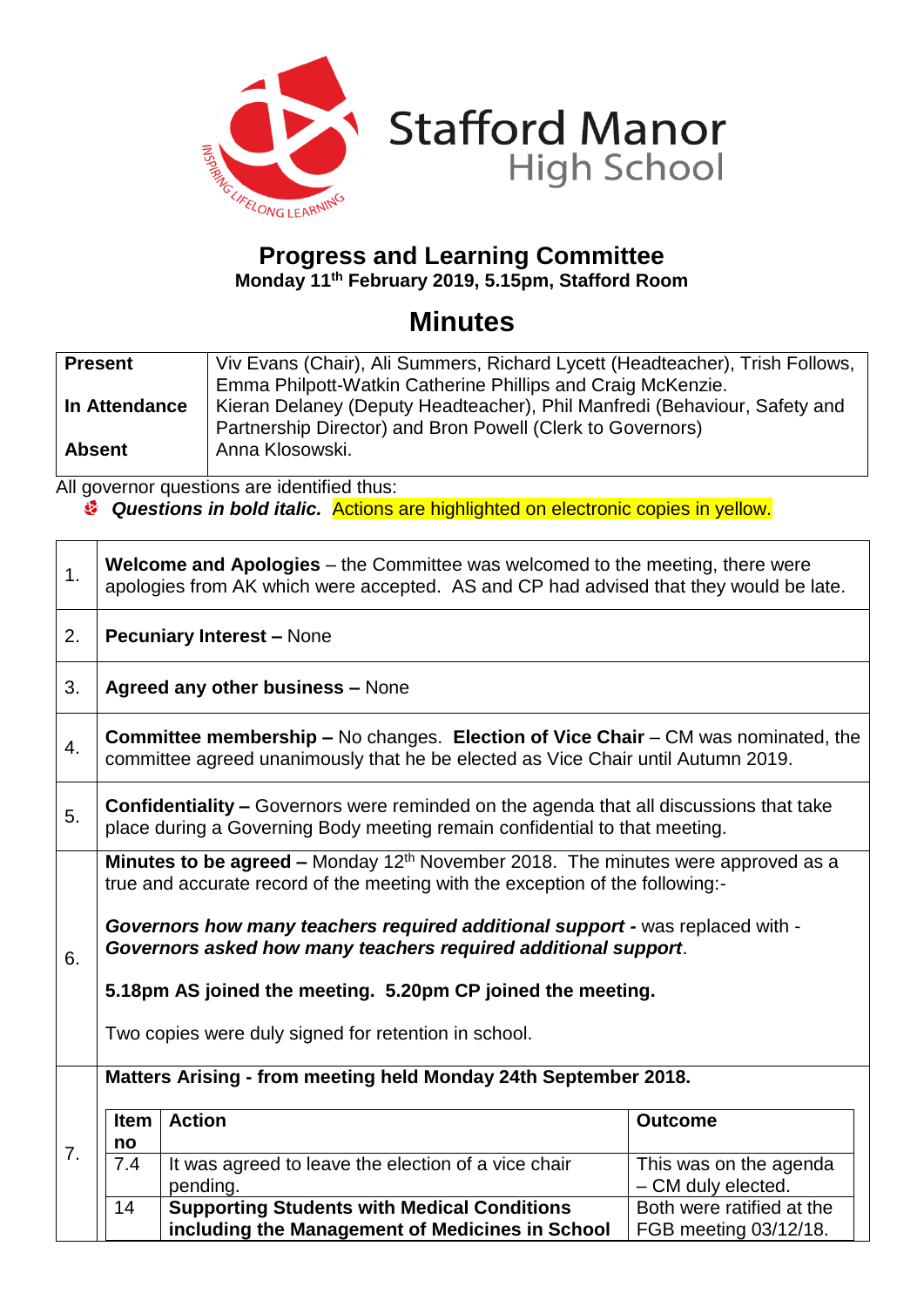# Stafford Manor High School

INSPIRING LIFELONG LEARNING

## Progress and Learning Committee

**Monday 11th February 2019, 5.15pm, Stafford Room**

# Minutes

| | |
|---|---|
| **Present** | Viv Evans (Chair), Ali Summers, Richard Lycett (Headteacher), Trish Follows, Emma Philpott-Watkin Catherine Phillips and Craig McKenzie. |
| **In Attendance** | Kieran Delaney (Deputy Headteacher), Phil Manfredi (Behaviour, Safety and Partnership Director) and Bron Powell (Clerk to Governors) |
| **Absent** | Anna Klosowski. |

All governor questions are identified thus:

- ***Questions in bold italic.*** Actions are highlighted on electronic copies in yellow.

| | |
|---|---|
| 1. | **Welcome and Apologies** – the Committee was welcomed to the meeting, there were apologies from AK which were accepted. AS and CP had advised that they would be late. |
| 2. | **Pecuniary Interest –** None |
| 3. | **Agreed any other business –** None |
| 4. | **Committee membership –** No changes. **Election of Vice Chair** – CM was nominated, the committee agreed unanimously that he be elected as Vice Chair until Autumn 2019. |
| 5. | **Confidentiality –** Governors were reminded on the agenda that all discussions that take place during a Governing Body meeting remain confidential to that meeting. |
| 6. | **Minutes to be agreed –** Monday 12th November 2018. The minutes were approved as a true and accurate record of the meeting with the exception of the following:-<br><br>***Governors how many teachers required additional support* -** was replaced with - ***Governors asked how many teachers required additional support***.<br><br>**5.18pm AS joined the meeting. 5.20pm CP joined the meeting.**<br><br>Two copies were duly signed for retention in school. |
| 7. | **Matters Arising - from meeting held Monday 24th September 2018.** |

| Item no | Action | Outcome |
|---|---|---|
| 7.4 | It was agreed to leave the election of a vice chair pending. | This was on the agenda – CM duly elected. |
| 14 | **Supporting Students with Medical Conditions including the Management of Medicines in School** | Both were ratified at the FGB meeting 03/12/18. |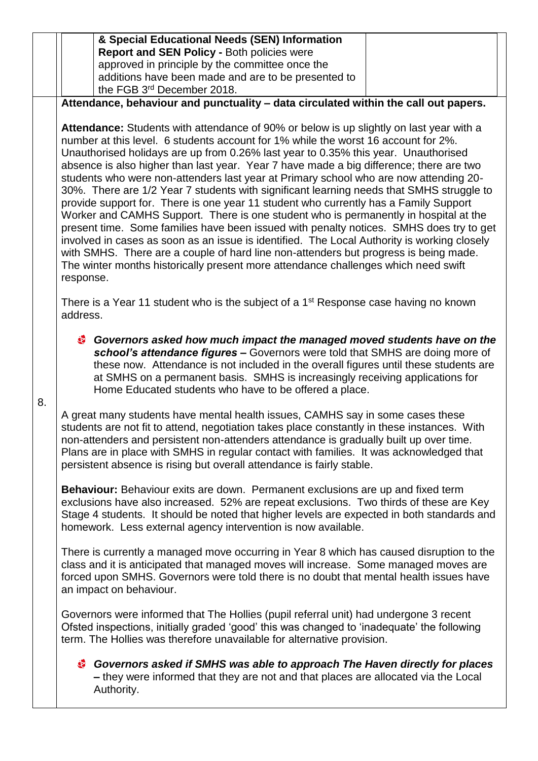| | | |
|---|---|---|
| | **& Special Educational Needs (SEN) Information Report and SEN Policy -** Both policies were approved in principle by the committee once the additions have been made and are to be presented to the FGB 3rd December 2018. | |

8.

**Attendance, behaviour and punctuality – data circulated within the call out papers.**

**Attendance:** Students with attendance of 90% or below is up slightly on last year with a number at this level. 6 students account for 1% while the worst 16 account for 2%. Unauthorised holidays are up from 0.26% last year to 0.35% this year. Unauthorised absence is also higher than last year. Year 7 have made a big difference; there are two students who were non-attenders last year at Primary school who are now attending 20-30%. There are 1/2 Year 7 students with significant learning needs that SMHS struggle to provide support for. There is one year 11 student who currently has a Family Support Worker and CAMHS Support. There is one student who is permanently in hospital at the present time. Some families have been issued with penalty notices. SMHS does try to get involved in cases as soon as an issue is identified. The Local Authority is working closely with SMHS. There are a couple of hard line non-attenders but progress is being made. The winter months historically present more attendance challenges which need swift response.

There is a Year 11 student who is the subject of a 1st Response case having no known address.

- ***Governors asked how much impact the managed moved students have on the school's attendance figures –*** Governors were told that SMHS are doing more of these now. Attendance is not included in the overall figures until these students are at SMHS on a permanent basis. SMHS is increasingly receiving applications for Home Educated students who have to be offered a place.

A great many students have mental health issues, CAMHS say in some cases these students are not fit to attend, negotiation takes place constantly in these instances. With non-attenders and persistent non-attenders attendance is gradually built up over time. Plans are in place with SMHS in regular contact with families. It was acknowledged that persistent absence is rising but overall attendance is fairly stable.

**Behaviour:** Behaviour exits are down. Permanent exclusions are up and fixed term exclusions have also increased. 52% are repeat exclusions. Two thirds of these are Key Stage 4 students. It should be noted that higher levels are expected in both standards and homework. Less external agency intervention is now available.

There is currently a managed move occurring in Year 8 which has caused disruption to the class and it is anticipated that managed moves will increase. Some managed moves are forced upon SMHS. Governors were told there is no doubt that mental health issues have an impact on behaviour.

Governors were informed that The Hollies (pupil referral unit) had undergone 3 recent Ofsted inspections, initially graded 'good' this was changed to 'inadequate' the following term. The Hollies was therefore unavailable for alternative provision.

- ***Governors asked if SMHS was able to approach The Haven directly for places –*** they were informed that they are not and that places are allocated via the Local Authority.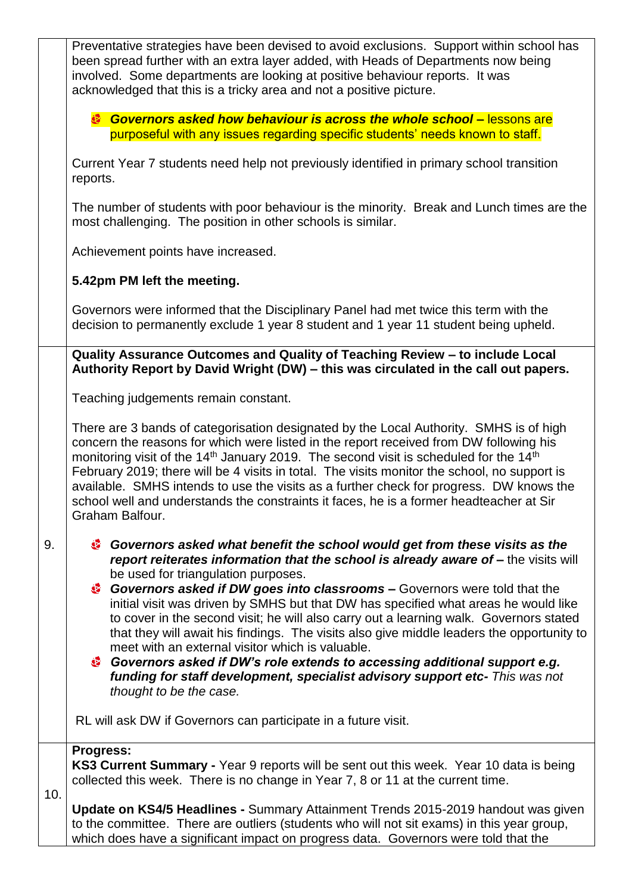Preventative strategies have been devised to avoid exclusions. Support within school has been spread further with an extra layer added, with Heads of Departments now being involved. Some departments are looking at positive behaviour reports. It was acknowledged that this is a tricky area and not a positive picture.

- ***Governors asked how behaviour is across the whole school* – lessons are purposeful with any issues regarding specific students' needs known to staff.**

Current Year 7 students need help not previously identified in primary school transition reports.

The number of students with poor behaviour is the minority. Break and Lunch times are the most challenging. The position in other schools is similar.

Achievement points have increased.

**5.42pm PM left the meeting.**

Governors were informed that the Disciplinary Panel had met twice this term with the decision to permanently exclude 1 year 8 student and 1 year 11 student being upheld.

---

**9.**

**Quality Assurance Outcomes and Quality of Teaching Review – to include Local Authority Report by David Wright (DW) – this was circulated in the call out papers.**

Teaching judgements remain constant.

There are 3 bands of categorisation designated by the Local Authority. SMHS is of high concern the reasons for which were listed in the report received from DW following his monitoring visit of the 14th January 2019. The second visit is scheduled for the 14th February 2019; there will be 4 visits in total. The visits monitor the school, no support is available. SMHS intends to use the visits as a further check for progress. DW knows the school well and understands the constraints it faces, he is a former headteacher at Sir Graham Balfour.

- ***Governors asked what benefit the school would get from these visits as the report reiterates information that the school is already aware of* –** the visits will be used for triangulation purposes.
- ***Governors asked if DW goes into classrooms* –** Governors were told that the initial visit was driven by SMHS but that DW has specified what areas he would like to cover in the second visit; he will also carry out a learning walk. Governors stated that they will await his findings. The visits also give middle leaders the opportunity to meet with an external visitor which is valuable.
- ***Governors asked if DW's role extends to accessing additional support e.g. funding for staff development, specialist advisory support etc-*** *This was not thought to be the case.*

RL will ask DW if Governors can participate in a future visit.

---

**10.**

**Progress:**
**KS3 Current Summary -** Year 9 reports will be sent out this week. Year 10 data is being collected this week. There is no change in Year 7, 8 or 11 at the current time.

**Update on KS4/5 Headlines -** Summary Attainment Trends 2015-2019 handout was given to the committee. There are outliers (students who will not sit exams) in this year group, which does have a significant impact on progress data. Governors were told that the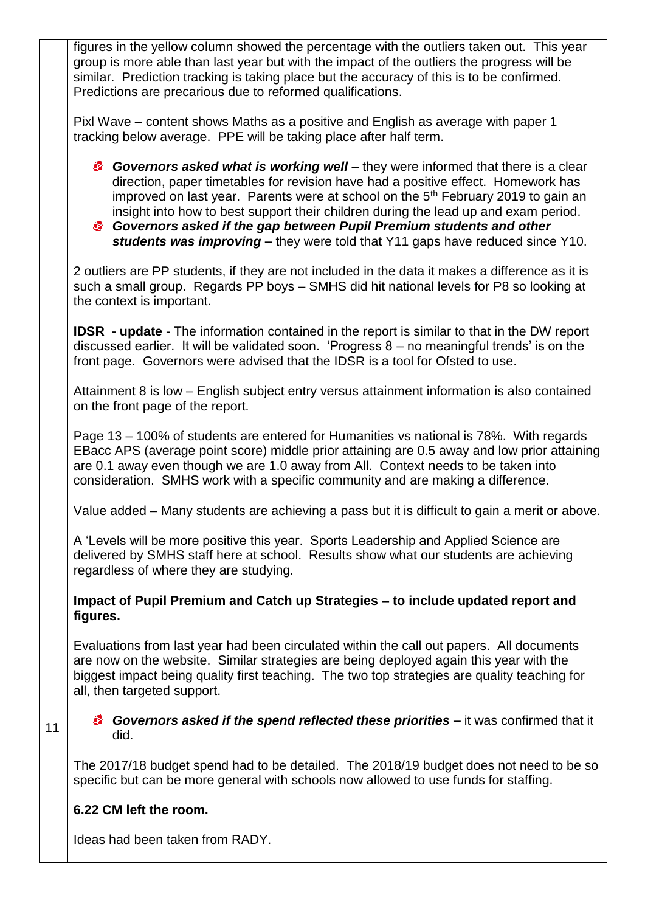figures in the yellow column showed the percentage with the outliers taken out. This year group is more able than last year but with the impact of the outliers the progress will be similar. Prediction tracking is taking place but the accuracy of this is to be confirmed. Predictions are precarious due to reformed qualifications.

Pixl Wave – content shows Maths as a positive and English as average with paper 1 tracking below average. PPE will be taking place after half term.

- ***Governors asked what is working well*** **–** they were informed that there is a clear direction, paper timetables for revision have had a positive effect. Homework has improved on last year. Parents were at school on the 5th February 2019 to gain an insight into how to best support their children during the lead up and exam period.
- ***Governors asked if the gap between Pupil Premium students and other students was improving*** **–** they were told that Y11 gaps have reduced since Y10.

2 outliers are PP students, if they are not included in the data it makes a difference as it is such a small group. Regards PP boys – SMHS did hit national levels for P8 so looking at the context is important.

**IDSR - update** - The information contained in the report is similar to that in the DW report discussed earlier. It will be validated soon. 'Progress 8 – no meaningful trends' is on the front page. Governors were advised that the IDSR is a tool for Ofsted to use.

Attainment 8 is low – English subject entry versus attainment information is also contained on the front page of the report.

Page 13 – 100% of students are entered for Humanities vs national is 78%. With regards EBacc APS (average point score) middle prior attaining are 0.5 away and low prior attaining are 0.1 away even though we are 1.0 away from All. Context needs to be taken into consideration. SMHS work with a specific community and are making a difference.

Value added – Many students are achieving a pass but it is difficult to gain a merit or above.

A 'Levels will be more positive this year. Sports Leadership and Applied Science are delivered by SMHS staff here at school. Results show what our students are achieving regardless of where they are studying.

11

**Impact of Pupil Premium and Catch up Strategies – to include updated report and figures.**

Evaluations from last year had been circulated within the call out papers. All documents are now on the website. Similar strategies are being deployed again this year with the biggest impact being quality first teaching. The two top strategies are quality teaching for all, then targeted support.

- ***Governors asked if the spend reflected these priorities*** **–** it was confirmed that it did.

The 2017/18 budget spend had to be detailed. The 2018/19 budget does not need to be so specific but can be more general with schools now allowed to use funds for staffing.

**6.22 CM left the room.**

Ideas had been taken from RADY.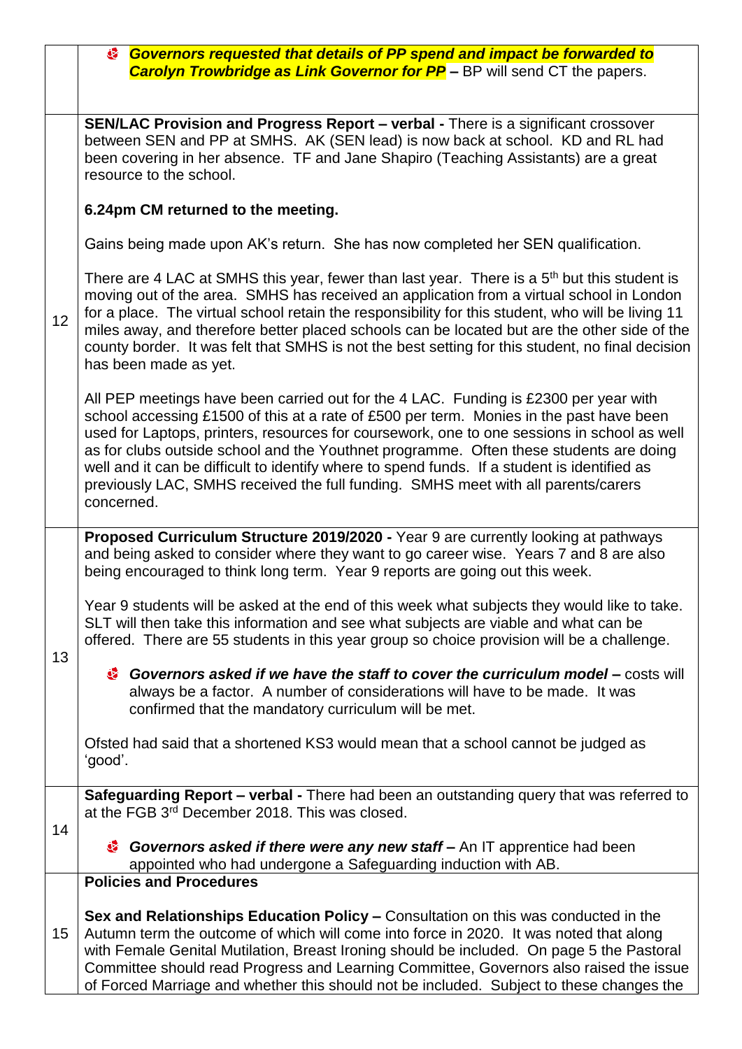| | |
|---|---|
| | • ***Governors requested that details of PP spend and impact be forwarded to Carolyn Trowbridge as Link Governor for PP*** **–** BP will send CT the papers. |
| 12 | **SEN/LAC Provision and Progress Report – verbal -** There is a significant crossover between SEN and PP at SMHS. AK (SEN lead) is now back at school. KD and RL had been covering in her absence. TF and Jane Shapiro (Teaching Assistants) are a great resource to the school.<br><br>**6.24pm CM returned to the meeting.**<br><br>Gains being made upon AK's return. She has now completed her SEN qualification.<br><br>There are 4 LAC at SMHS this year, fewer than last year. There is a 5th but this student is moving out of the area. SMHS has received an application from a virtual school in London for a place. The virtual school retain the responsibility for this student, who will be living 11 miles away, and therefore better placed schools can be located but are the other side of the county border. It was felt that SMHS is not the best setting for this student, no final decision has been made as yet.<br><br>All PEP meetings have been carried out for the 4 LAC. Funding is £2300 per year with school accessing £1500 of this at a rate of £500 per term. Monies in the past have been used for Laptops, printers, resources for coursework, one to one sessions in school as well as for clubs outside school and the Youthnet programme. Often these students are doing well and it can be difficult to identify where to spend funds. If a student is identified as previously LAC, SMHS received the full funding. SMHS meet with all parents/carers concerned. |
| 13 | **Proposed Curriculum Structure 2019/2020 -** Year 9 are currently looking at pathways and being asked to consider where they want to go career wise. Years 7 and 8 are also being encouraged to think long term. Year 9 reports are going out this week.<br><br>Year 9 students will be asked at the end of this week what subjects they would like to take. SLT will then take this information and see what subjects are viable and what can be offered. There are 55 students in this year group so choice provision will be a challenge.<br><br>• ***Governors asked if we have the staff to cover the curriculum model*** **–** costs will always be a factor. A number of considerations will have to be made. It was confirmed that the mandatory curriculum will be met.<br><br>Ofsted had said that a shortened KS3 would mean that a school cannot be judged as 'good'. |
| 14 | **Safeguarding Report – verbal -** There had been an outstanding query that was referred to at the FGB 3rd December 2018. This was closed.<br><br>• ***Governors asked if there were any new staff*** **–** An IT apprentice had been appointed who had undergone a Safeguarding induction with AB. |
| 15 | **Policies and Procedures**<br><br>**Sex and Relationships Education Policy –** Consultation on this was conducted in the Autumn term the outcome of which will come into force in 2020. It was noted that along with Female Genital Mutilation, Breast Ironing should be included. On page 5 the Pastoral Committee should read Progress and Learning Committee, Governors also raised the issue of Forced Marriage and whether this should not be included. Subject to these changes the |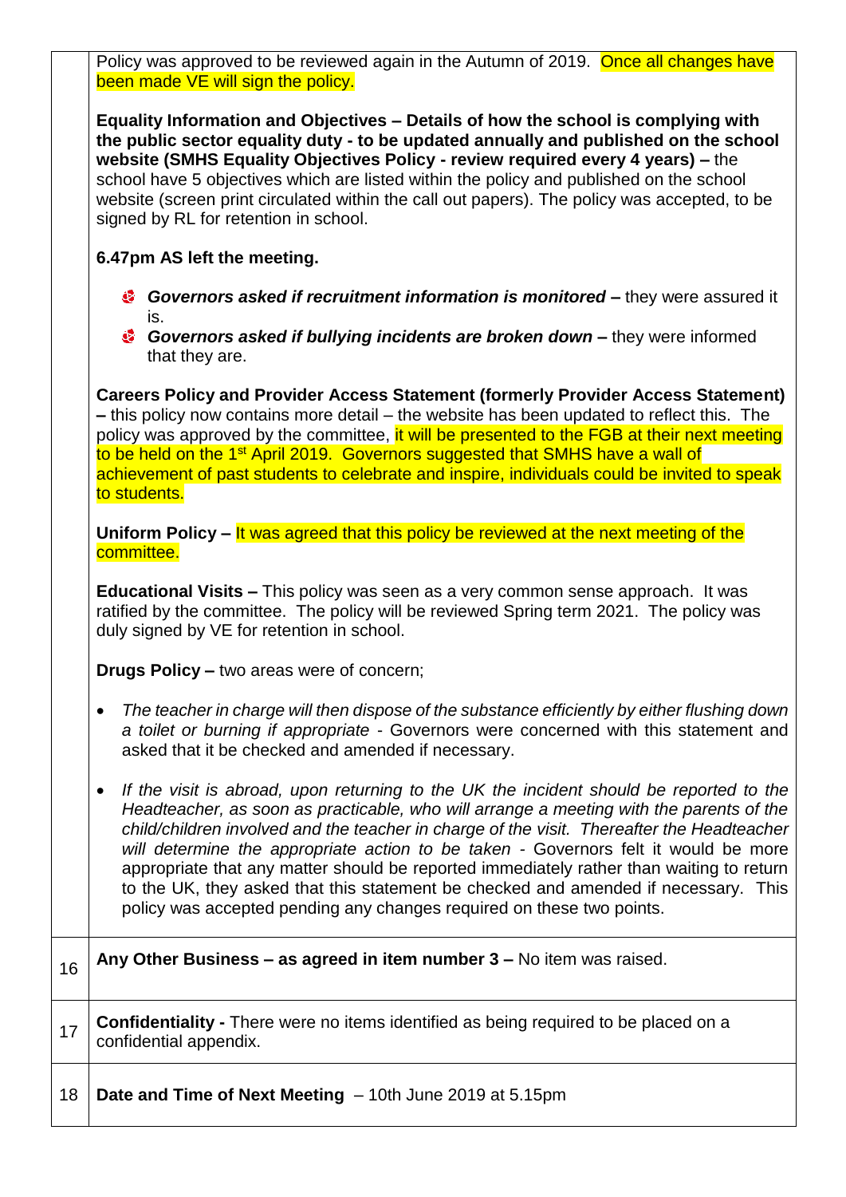|  |  |
|---|---|
|  | Policy was approved to be reviewed again in the Autumn of 2019. Once all changes have been made VE will sign the policy.<br><br>**Equality Information and Objectives – Details of how the school is complying with the public sector equality duty - to be updated annually and published on the school website (SMHS Equality Objectives Policy - review required every 4 years) –** the school have 5 objectives which are listed within the policy and published on the school website (screen print circulated within the call out papers). The policy was accepted, to be signed by RL for retention in school.<br><br>**6.47pm AS left the meeting.**<br><br>- ***Governors asked if recruitment information is monitored –*** they were assured it is.<br>- ***Governors asked if bullying incidents are broken down –*** they were informed that they are.<br><br>**Careers Policy and Provider Access Statement (formerly Provider Access Statement) –** this policy now contains more detail – the website has been updated to reflect this. The policy was approved by the committee, it will be presented to the FGB at their next meeting to be held on the 1st April 2019. Governors suggested that SMHS have a wall of achievement of past students to celebrate and inspire, individuals could be invited to speak to students.<br><br>**Uniform Policy –** It was agreed that this policy be reviewed at the next meeting of the committee.<br><br>**Educational Visits –** This policy was seen as a very common sense approach. It was ratified by the committee. The policy will be reviewed Spring term 2021. The policy was duly signed by VE for retention in school.<br><br>**Drugs Policy –** two areas were of concern;<br><br>- *The teacher in charge will then dispose of the substance efficiently by either flushing down a toilet or burning if appropriate* - Governors were concerned with this statement and asked that it be checked and amended if necessary.<br>- *If the visit is abroad, upon returning to the UK the incident should be reported to the Headteacher, as soon as practicable, who will arrange a meeting with the parents of the child/children involved and the teacher in charge of the visit. Thereafter the Headteacher will determine the appropriate action to be taken* - Governors felt it would be more appropriate that any matter should be reported immediately rather than waiting to return to the UK, they asked that this statement be checked and amended if necessary. This policy was accepted pending any changes required on these two points. |
| 16 | **Any Other Business – as agreed in item number 3 –** No item was raised. |
| 17 | **Confidentiality -** There were no items identified as being required to be placed on a confidential appendix. |
| 18 | **Date and Time of Next Meeting** – 10th June 2019 at 5.15pm |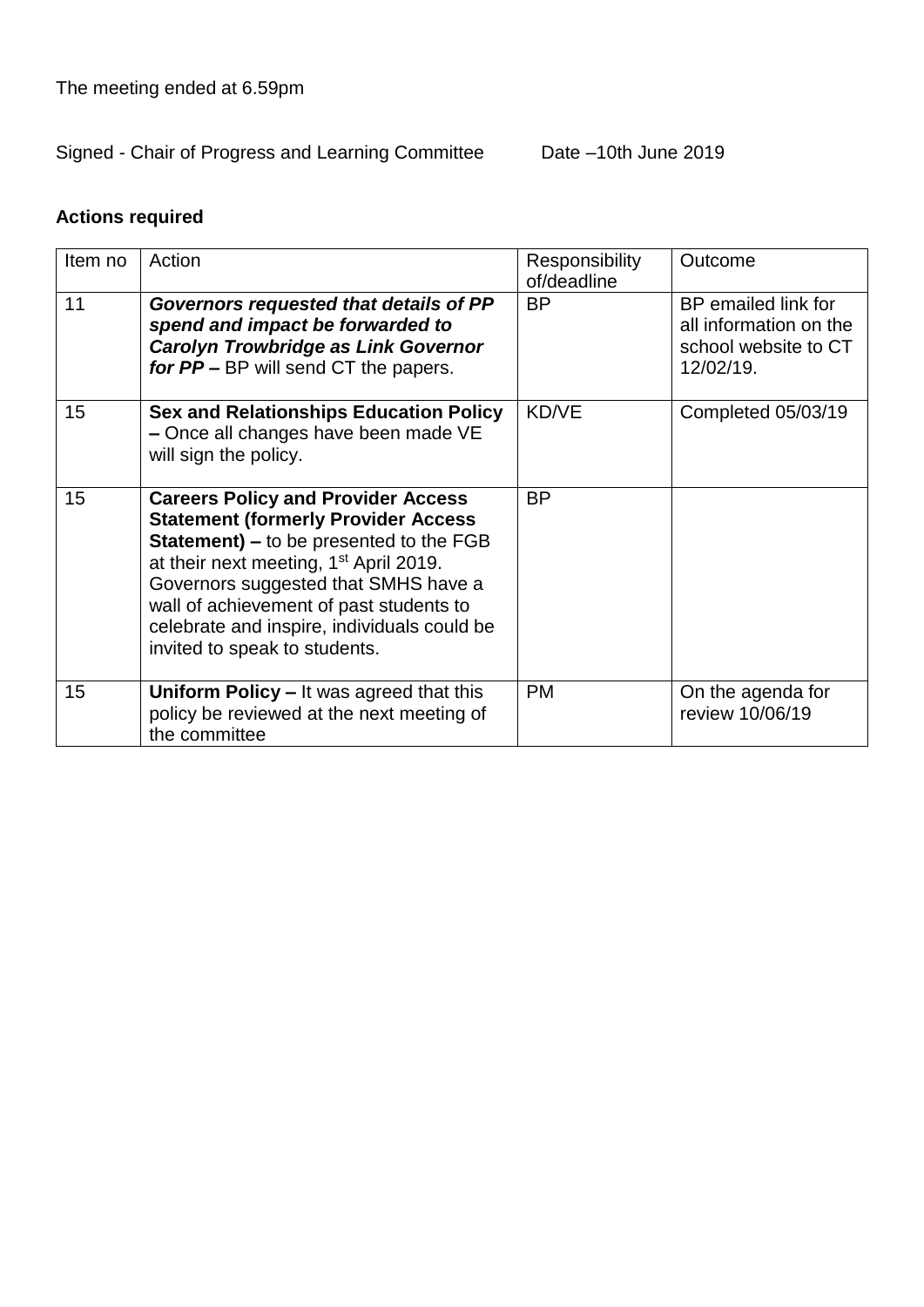The meeting ended at 6.59pm

Signed - Chair of Progress and Learning Committee Date –10th June 2019

**Actions required**

| Item no | Action | Responsibility of/deadline | Outcome |
|---|---|---|---|
| 11 | ***Governors requested that details of PP spend and impact be forwarded to Carolyn Trowbridge as Link Governor for PP –*** BP will send CT the papers. | BP | BP emailed link for all information on the school website to CT 12/02/19. |
| 15 | **Sex and Relationships Education Policy –** Once all changes have been made VE will sign the policy. | KD/VE | Completed 05/03/19 |
| 15 | **Careers Policy and Provider Access Statement (formerly Provider Access Statement) –** to be presented to the FGB at their next meeting, 1st April 2019. Governors suggested that SMHS have a wall of achievement of past students to celebrate and inspire, individuals could be invited to speak to students. | BP | |
| 15 | **Uniform Policy –** It was agreed that this policy be reviewed at the next meeting of the committee | PM | On the agenda for review 10/06/19 |